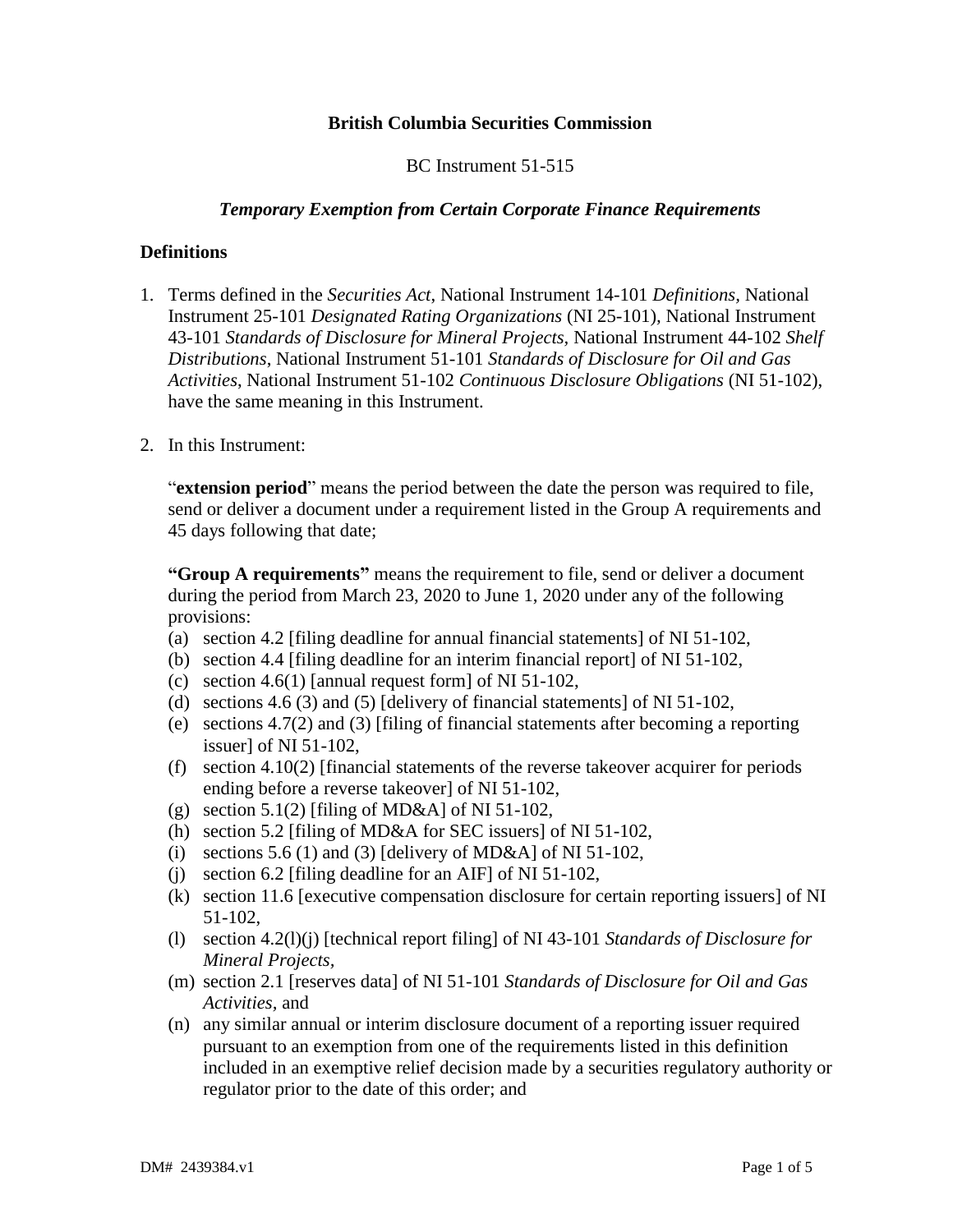**British Columbia Securities Commission**

BC Instrument 51-515

***Temporary Exemption from Certain Corporate Finance Requirements***

## Definitions

1. Terms defined in the *Securities Act*, National Instrument 14-101 *Definitions*, National Instrument 25-101 *Designated Rating Organizations* (NI 25-101), National Instrument 43-101 *Standards of Disclosure for Mineral Projects*, National Instrument 44-102 *Shelf Distributions*, National Instrument 51-101 *Standards of Disclosure for Oil and Gas Activities*, National Instrument 51-102 *Continuous Disclosure Obligations* (NI 51-102), have the same meaning in this Instrument.

2. In this Instrument:

   "**extension period**" means the period between the date the person was required to file, send or deliver a document under a requirement listed in the Group A requirements and 45 days following that date;

   **"Group A requirements"** means the requirement to file, send or deliver a document during the period from March 23, 2020 to June 1, 2020 under any of the following provisions:

   (a) section 4.2 [filing deadline for annual financial statements] of NI 51-102,
   (b) section 4.4 [filing deadline for an interim financial report] of NI 51-102,
   (c) section 4.6(1) [annual request form] of NI 51-102,
   (d) sections 4.6 (3) and (5) [delivery of financial statements] of NI 51-102,
   (e) sections 4.7(2) and (3) [filing of financial statements after becoming a reporting issuer] of NI 51-102,
   (f) section 4.10(2) [financial statements of the reverse takeover acquirer for periods ending before a reverse takeover] of NI 51-102,
   (g) section 5.1(2) [filing of MD&A] of NI 51-102,
   (h) section 5.2 [filing of MD&A for SEC issuers] of NI 51-102,
   (i) sections 5.6 (1) and (3) [delivery of MD&A] of NI 51-102,
   (j) section 6.2 [filing deadline for an AIF] of NI 51-102,
   (k) section 11.6 [executive compensation disclosure for certain reporting issuers] of NI 51-102,
   (l) section 4.2(l)(j) [technical report filing] of NI 43-101 *Standards of Disclosure for Mineral Projects*,
   (m) section 2.1 [reserves data] of NI 51-101 *Standards of Disclosure for Oil and Gas Activities*, and
   (n) any similar annual or interim disclosure document of a reporting issuer required pursuant to an exemption from one of the requirements listed in this definition included in an exemptive relief decision made by a securities regulatory authority or regulator prior to the date of this order; and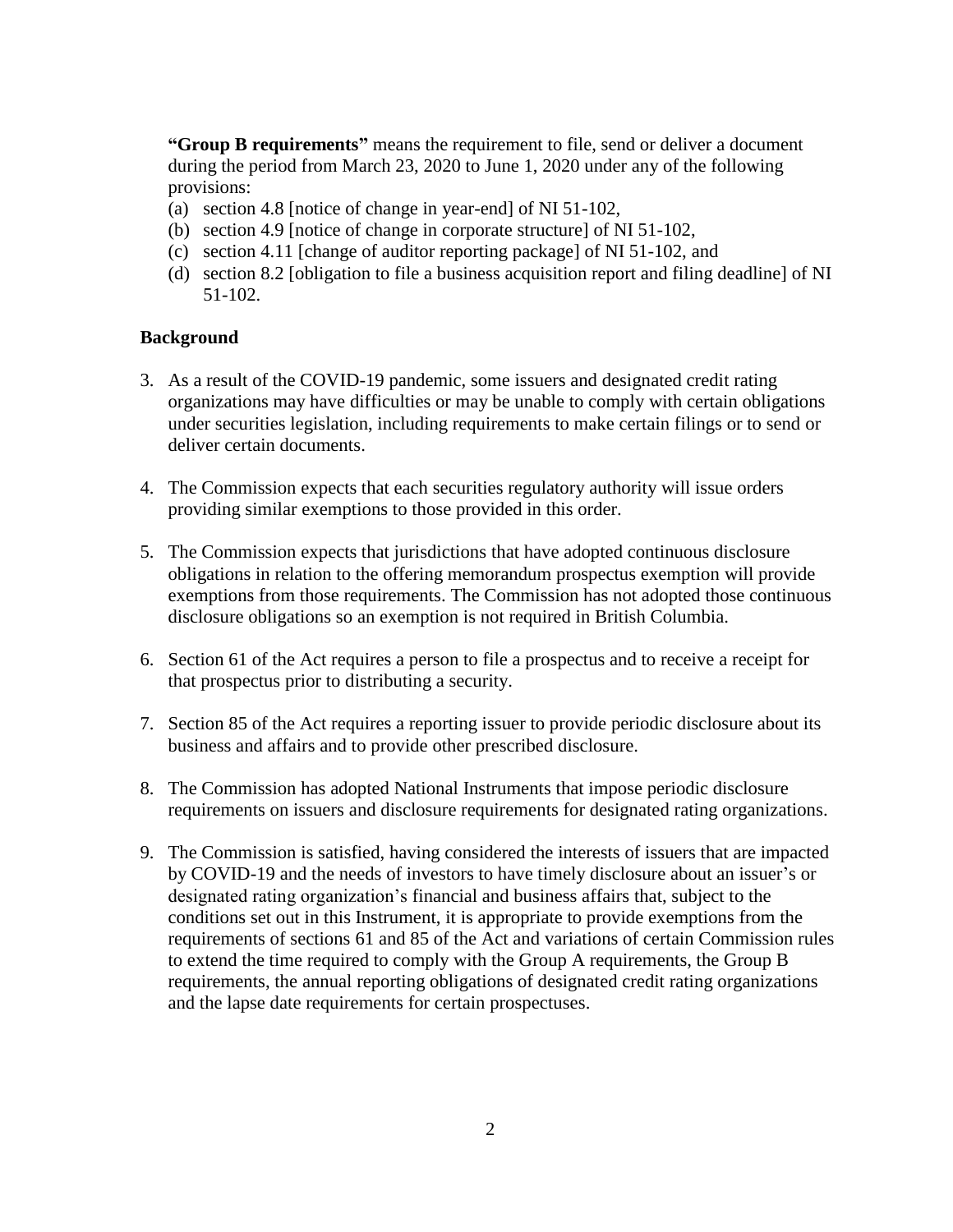**"Group B requirements"** means the requirement to file, send or deliver a document during the period from March 23, 2020 to June 1, 2020 under any of the following provisions:

(a) section 4.8 [notice of change in year-end] of NI 51-102,
(b) section 4.9 [notice of change in corporate structure] of NI 51-102,
(c) section 4.11 [change of auditor reporting package] of NI 51-102, and
(d) section 8.2 [obligation to file a business acquisition report and filing deadline] of NI 51-102.

## Background

3. As a result of the COVID-19 pandemic, some issuers and designated credit rating organizations may have difficulties or may be unable to comply with certain obligations under securities legislation, including requirements to make certain filings or to send or deliver certain documents.

4. The Commission expects that each securities regulatory authority will issue orders providing similar exemptions to those provided in this order.

5. The Commission expects that jurisdictions that have adopted continuous disclosure obligations in relation to the offering memorandum prospectus exemption will provide exemptions from those requirements. The Commission has not adopted those continuous disclosure obligations so an exemption is not required in British Columbia.

6. Section 61 of the Act requires a person to file a prospectus and to receive a receipt for that prospectus prior to distributing a security.

7. Section 85 of the Act requires a reporting issuer to provide periodic disclosure about its business and affairs and to provide other prescribed disclosure.

8. The Commission has adopted National Instruments that impose periodic disclosure requirements on issuers and disclosure requirements for designated rating organizations.

9. The Commission is satisfied, having considered the interests of issuers that are impacted by COVID-19 and the needs of investors to have timely disclosure about an issuer's or designated rating organization's financial and business affairs that, subject to the conditions set out in this Instrument, it is appropriate to provide exemptions from the requirements of sections 61 and 85 of the Act and variations of certain Commission rules to extend the time required to comply with the Group A requirements, the Group B requirements, the annual reporting obligations of designated credit rating organizations and the lapse date requirements for certain prospectuses.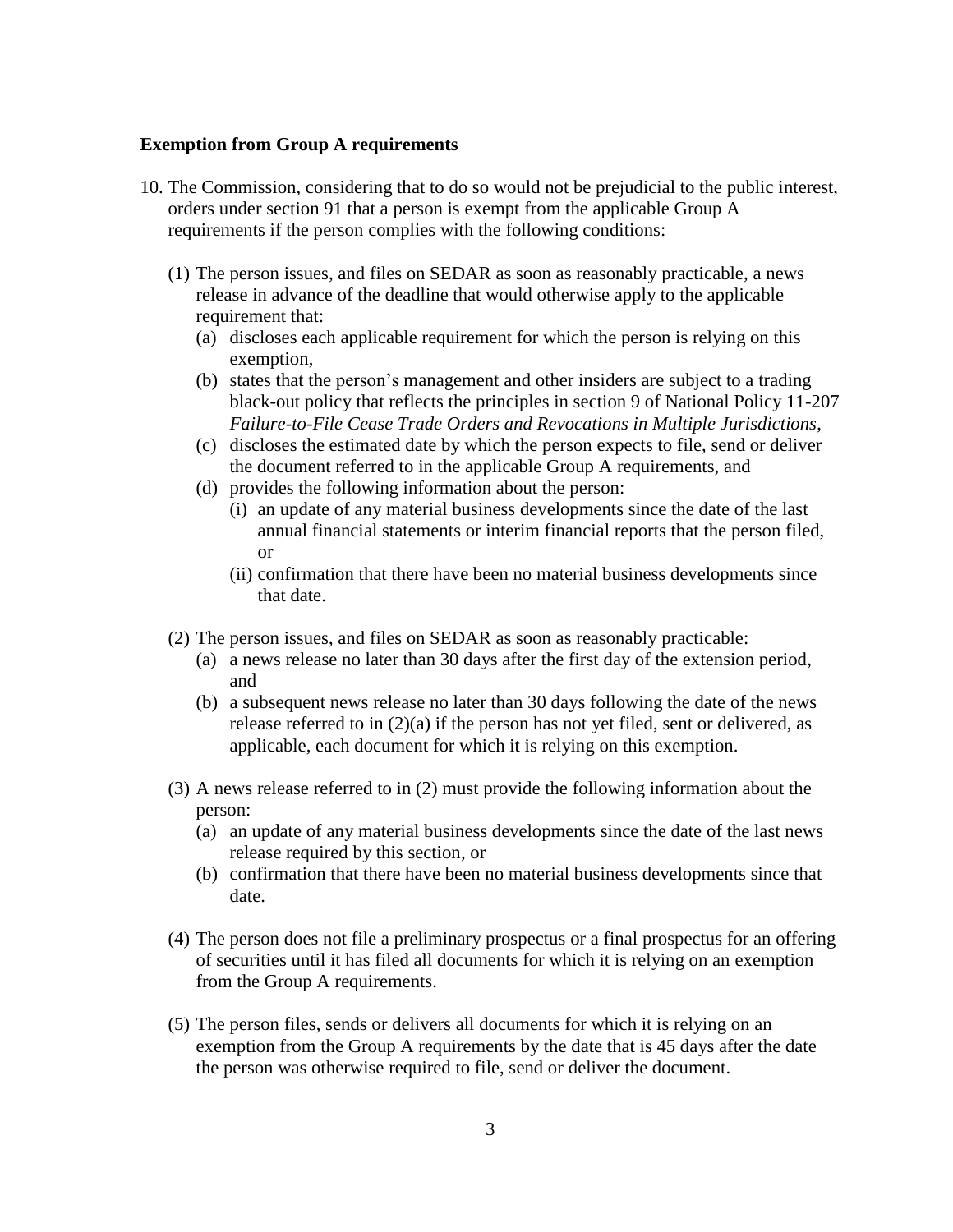**Exemption from Group A requirements**

10. The Commission, considering that to do so would not be prejudicial to the public interest, orders under section 91 that a person is exempt from the applicable Group A requirements if the person complies with the following conditions:

    (1) The person issues, and files on SEDAR as soon as reasonably practicable, a news release in advance of the deadline that would otherwise apply to the applicable requirement that:
        (a) discloses each applicable requirement for which the person is relying on this exemption,
        (b) states that the person's management and other insiders are subject to a trading black-out policy that reflects the principles in section 9 of National Policy 11-207 *Failure-to-File Cease Trade Orders and Revocations in Multiple Jurisdictions*,
        (c) discloses the estimated date by which the person expects to file, send or deliver the document referred to in the applicable Group A requirements, and
        (d) provides the following information about the person:
            (i) an update of any material business developments since the date of the last annual financial statements or interim financial reports that the person filed, or
            (ii) confirmation that there have been no material business developments since that date.

    (2) The person issues, and files on SEDAR as soon as reasonably practicable:
        (a) a news release no later than 30 days after the first day of the extension period, and
        (b) a subsequent news release no later than 30 days following the date of the news release referred to in (2)(a) if the person has not yet filed, sent or delivered, as applicable, each document for which it is relying on this exemption.

    (3) A news release referred to in (2) must provide the following information about the person:
        (a) an update of any material business developments since the date of the last news release required by this section, or
        (b) confirmation that there have been no material business developments since that date.

    (4) The person does not file a preliminary prospectus or a final prospectus for an offering of securities until it has filed all documents for which it is relying on an exemption from the Group A requirements.

    (5) The person files, sends or delivers all documents for which it is relying on an exemption from the Group A requirements by the date that is 45 days after the date the person was otherwise required to file, send or deliver the document.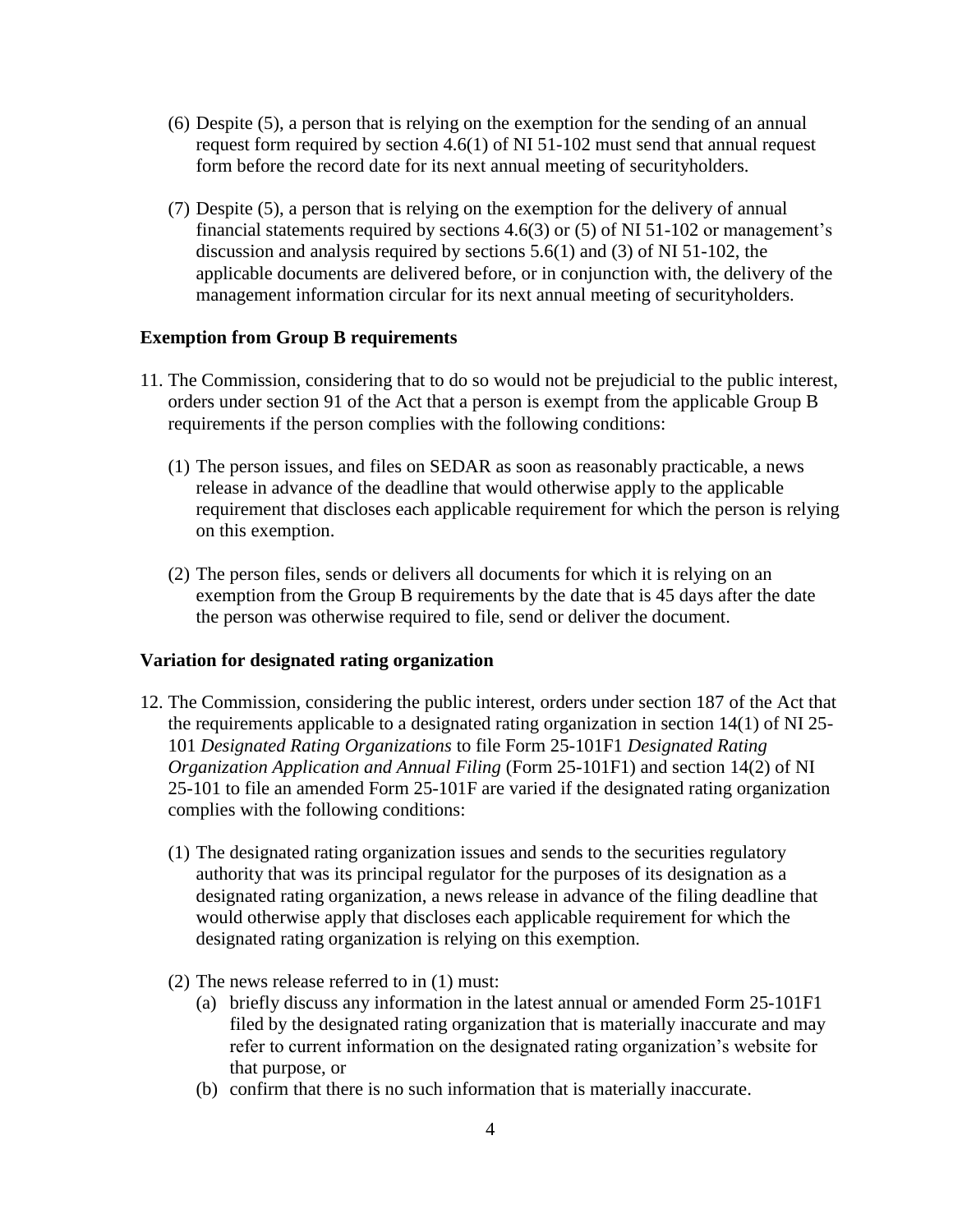(6) Despite (5), a person that is relying on the exemption for the sending of an annual request form required by section 4.6(1) of NI 51-102 must send that annual request form before the record date for its next annual meeting of securityholders.

(7) Despite (5), a person that is relying on the exemption for the delivery of annual financial statements required by sections 4.6(3) or (5) of NI 51-102 or management's discussion and analysis required by sections 5.6(1) and (3) of NI 51-102, the applicable documents are delivered before, or in conjunction with, the delivery of the management information circular for its next annual meeting of securityholders.

**Exemption from Group B requirements**

11. The Commission, considering that to do so would not be prejudicial to the public interest, orders under section 91 of the Act that a person is exempt from the applicable Group B requirements if the person complies with the following conditions:

    (1) The person issues, and files on SEDAR as soon as reasonably practicable, a news release in advance of the deadline that would otherwise apply to the applicable requirement that discloses each applicable requirement for which the person is relying on this exemption.

    (2) The person files, sends or delivers all documents for which it is relying on an exemption from the Group B requirements by the date that is 45 days after the date the person was otherwise required to file, send or deliver the document.

**Variation for designated rating organization**

12. The Commission, considering the public interest, orders under section 187 of the Act that the requirements applicable to a designated rating organization in section 14(1) of NI 25-101 *Designated Rating Organizations* to file Form 25-101F1 *Designated Rating Organization Application and Annual Filing* (Form 25-101F1) and section 14(2) of NI 25-101 to file an amended Form 25-101F are varied if the designated rating organization complies with the following conditions:

    (1) The designated rating organization issues and sends to the securities regulatory authority that was its principal regulator for the purposes of its designation as a designated rating organization, a news release in advance of the filing deadline that would otherwise apply that discloses each applicable requirement for which the designated rating organization is relying on this exemption.

    (2) The news release referred to in (1) must:
        (a) briefly discuss any information in the latest annual or amended Form 25-101F1 filed by the designated rating organization that is materially inaccurate and may refer to current information on the designated rating organization's website for that purpose, or
        (b) confirm that there is no such information that is materially inaccurate.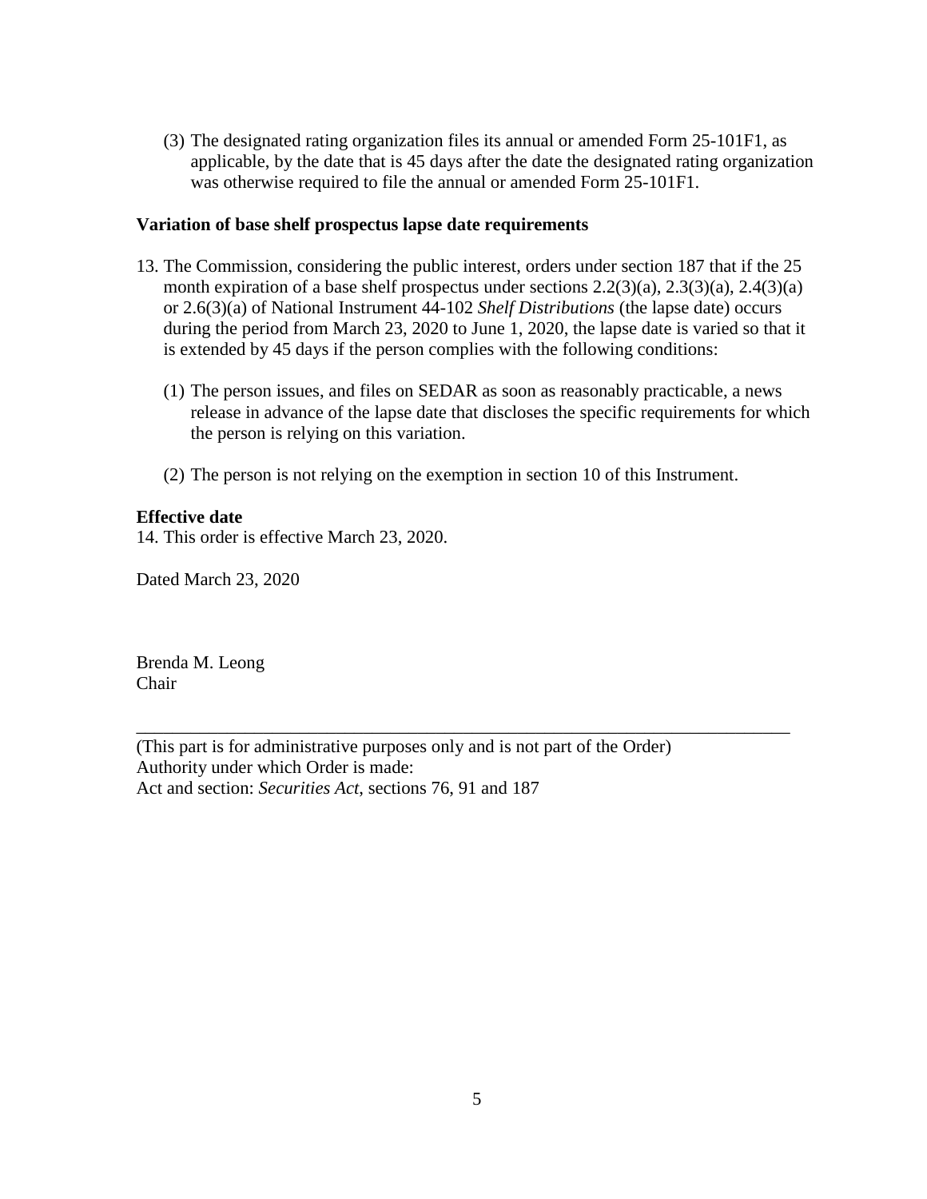(3) The designated rating organization files its annual or amended Form 25-101F1, as applicable, by the date that is 45 days after the date the designated rating organization was otherwise required to file the annual or amended Form 25-101F1.

**Variation of base shelf prospectus lapse date requirements**

13. The Commission, considering the public interest, orders under section 187 that if the 25 month expiration of a base shelf prospectus under sections 2.2(3)(a), 2.3(3)(a), 2.4(3)(a) or 2.6(3)(a) of National Instrument 44-102 *Shelf Distributions* (the lapse date) occurs during the period from March 23, 2020 to June 1, 2020, the lapse date is varied so that it is extended by 45 days if the person complies with the following conditions:

    (1) The person issues, and files on SEDAR as soon as reasonably practicable, a news release in advance of the lapse date that discloses the specific requirements for which the person is relying on this variation.

    (2) The person is not relying on the exemption in section 10 of this Instrument.

**Effective date**

14. This order is effective March 23, 2020.

Dated March 23, 2020

Brenda M. Leong
Chair

---

(This part is for administrative purposes only and is not part of the Order)
Authority under which Order is made:
Act and section: *Securities Act*, sections 76, 91 and 187